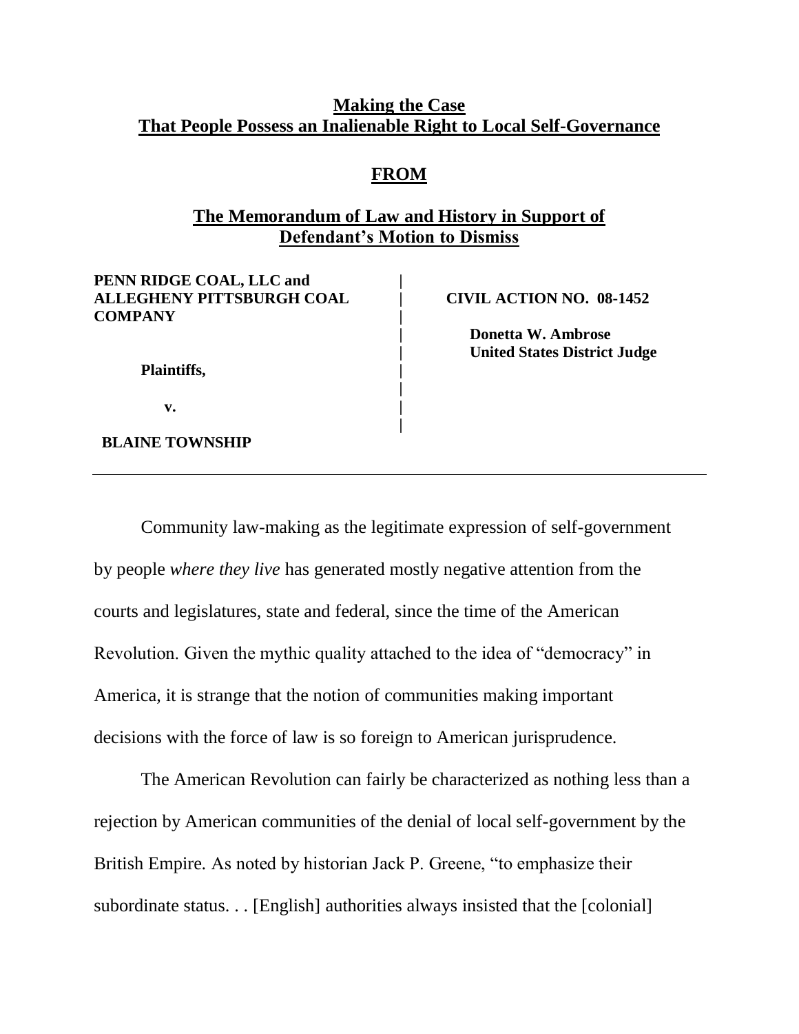# Making the Case That People Possess an Inalienable Right to Local Self-Governance

## FROM

## The Memorandum of Law and History in Support of Defendant's Motion to Dismiss

| | |
|---|---|
| **PENN RIDGE COAL, LLC and ALLEGHENY PITTSBURGH COAL COMPANY** | **CIVIL ACTION NO. 08-1452** |
| **Plaintiffs,** | **Donetta W. Ambrose** |
| **v.** | **United States District Judge** |
| **BLAINE TOWNSHIP** | |

---

Community law-making as the legitimate expression of self-government by people *where they live* has generated mostly negative attention from the courts and legislatures, state and federal, since the time of the American Revolution. Given the mythic quality attached to the idea of "democracy" in America, it is strange that the notion of communities making important decisions with the force of law is so foreign to American jurisprudence.

The American Revolution can fairly be characterized as nothing less than a rejection by American communities of the denial of local self-government by the British Empire. As noted by historian Jack P. Greene, "to emphasize their subordinate status. . . [English] authorities always insisted that the [colonial]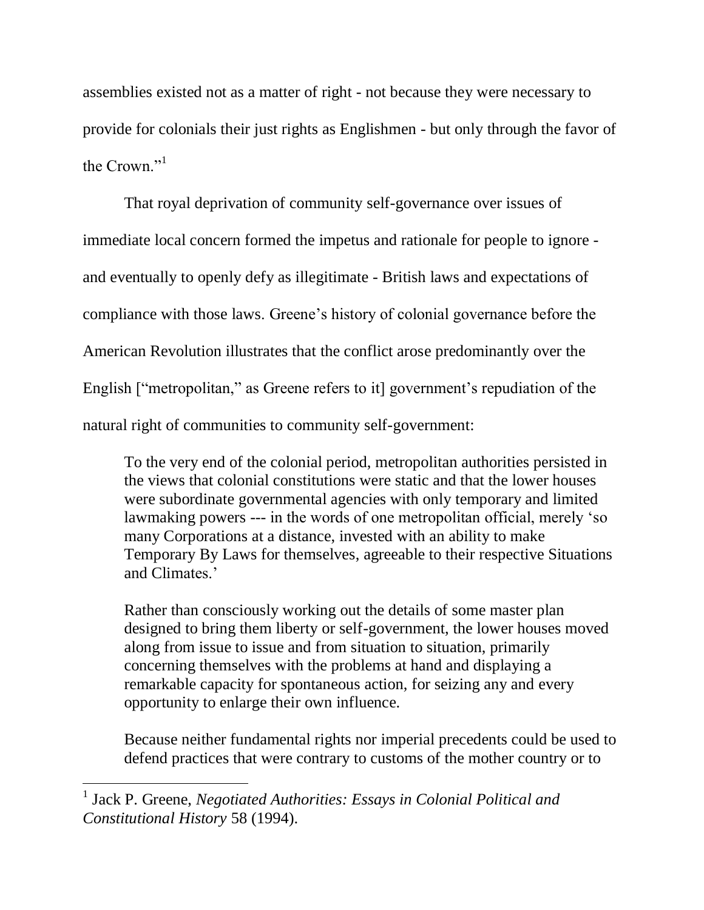assemblies existed not as a matter of right - not because they were necessary to provide for colonials their just rights as Englishmen - but only through the favor of the Crown."[1]

That royal deprivation of community self-governance over issues of immediate local concern formed the impetus and rationale for people to ignore - and eventually to openly defy as illegitimate - British laws and expectations of compliance with those laws. Greene's history of colonial governance before the American Revolution illustrates that the conflict arose predominantly over the English ["metropolitan," as Greene refers to it] government's repudiation of the natural right of communities to community self-government:

> To the very end of the colonial period, metropolitan authorities persisted in the views that colonial constitutions were static and that the lower houses were subordinate governmental agencies with only temporary and limited lawmaking powers --- in the words of one metropolitan official, merely 'so many Corporations at a distance, invested with an ability to make Temporary By Laws for themselves, agreeable to their respective Situations and Climates.'
>
> Rather than consciously working out the details of some master plan designed to bring them liberty or self-government, the lower houses moved along from issue to issue and from situation to situation, primarily concerning themselves with the problems at hand and displaying a remarkable capacity for spontaneous action, for seizing any and every opportunity to enlarge their own influence.
>
> Because neither fundamental rights nor imperial precedents could be used to defend practices that were contrary to customs of the mother country or to

---

[1] Jack P. Greene, *Negotiated Authorities: Essays in Colonial Political and Constitutional History* 58 (1994).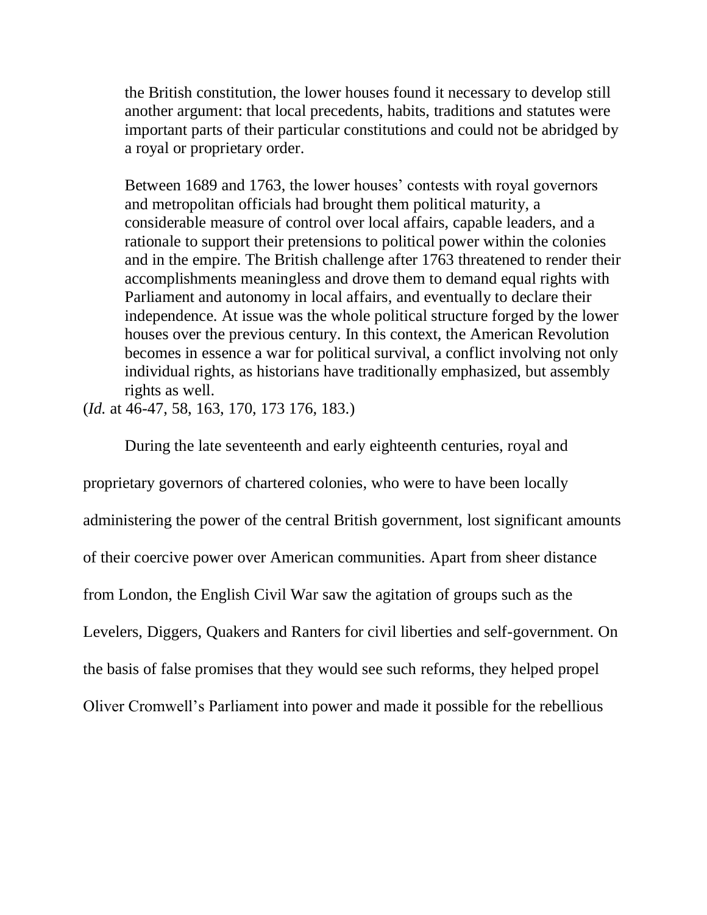> the British constitution, the lower houses found it necessary to develop still another argument: that local precedents, habits, traditions and statutes were important parts of their particular constitutions and could not be abridged by a royal or proprietary order.
>
> Between 1689 and 1763, the lower houses' contests with royal governors and metropolitan officials had brought them political maturity, a considerable measure of control over local affairs, capable leaders, and a rationale to support their pretensions to political power within the colonies and in the empire. The British challenge after 1763 threatened to render their accomplishments meaningless and drove them to demand equal rights with Parliament and autonomy in local affairs, and eventually to declare their independence. At issue was the whole political structure forged by the lower houses over the previous century. In this context, the American Revolution becomes in essence a war for political survival, a conflict involving not only individual rights, as historians have traditionally emphasized, but assembly rights as well.

(*Id.* at 46-47, 58, 163, 170, 173 176, 183.)

During the late seventeenth and early eighteenth centuries, royal and proprietary governors of chartered colonies, who were to have been locally administering the power of the central British government, lost significant amounts of their coercive power over American communities. Apart from sheer distance from London, the English Civil War saw the agitation of groups such as the Levelers, Diggers, Quakers and Ranters for civil liberties and self-government. On the basis of false promises that they would see such reforms, they helped propel Oliver Cromwell's Parliament into power and made it possible for the rebellious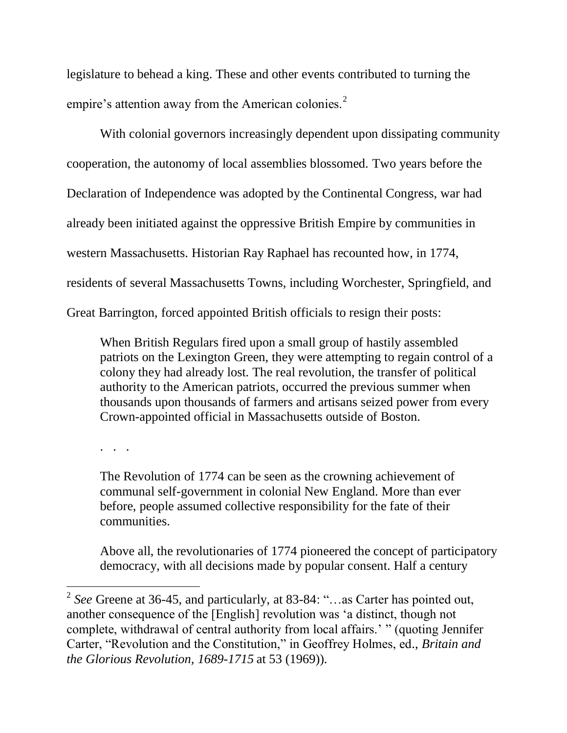legislature to behead a king. These and other events contributed to turning the empire's attention away from the American colonies.[2]

With colonial governors increasingly dependent upon dissipating community cooperation, the autonomy of local assemblies blossomed. Two years before the Declaration of Independence was adopted by the Continental Congress, war had already been initiated against the oppressive British Empire by communities in western Massachusetts. Historian Ray Raphael has recounted how, in 1774, residents of several Massachusetts Towns, including Worchester, Springfield, and Great Barrington, forced appointed British officials to resign their posts:

> When British Regulars fired upon a small group of hastily assembled patriots on the Lexington Green, they were attempting to regain control of a colony they had already lost. The real revolution, the transfer of political authority to the American patriots, occurred the previous summer when thousands upon thousands of farmers and artisans seized power from every Crown-appointed official in Massachusetts outside of Boston.
>
> . . .
>
> The Revolution of 1774 can be seen as the crowning achievement of communal self-government in colonial New England. More than ever before, people assumed collective responsibility for the fate of their communities.
>
> Above all, the revolutionaries of 1774 pioneered the concept of participatory democracy, with all decisions made by popular consent. Half a century

---

[2] *See* Greene at 36-45, and particularly, at 83-84: "…as Carter has pointed out, another consequence of the [English] revolution was 'a distinct, though not complete, withdrawal of central authority from local affairs.' " (quoting Jennifer Carter, "Revolution and the Constitution," in Geoffrey Holmes, ed., *Britain and the Glorious Revolution, 1689-1715* at 53 (1969)).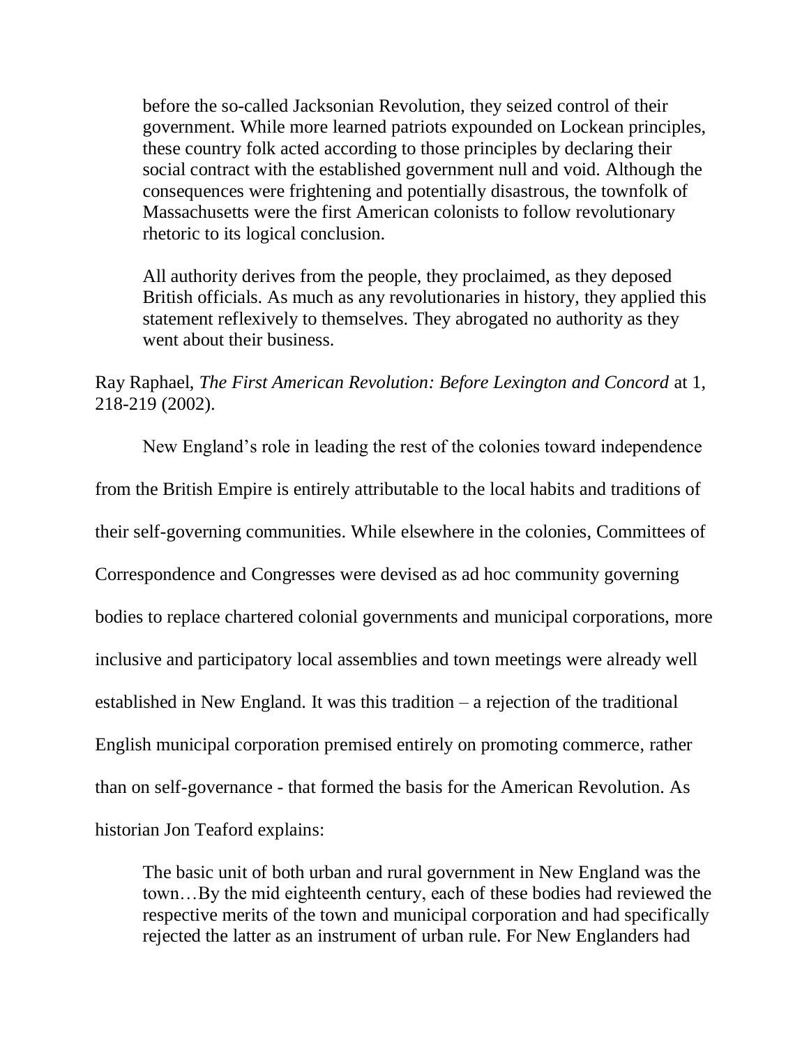> before the so-called Jacksonian Revolution, they seized control of their government. While more learned patriots expounded on Lockean principles, these country folk acted according to those principles by declaring their social contract with the established government null and void. Although the consequences were frightening and potentially disastrous, the townfolk of Massachusetts were the first American colonists to follow revolutionary rhetoric to its logical conclusion.
>
> All authority derives from the people, they proclaimed, as they deposed British officials. As much as any revolutionaries in history, they applied this statement reflexively to themselves. They abrogated no authority as they went about their business.

Ray Raphael, *The First American Revolution: Before Lexington and Concord* at 1, 218-219 (2002).

New England's role in leading the rest of the colonies toward independence from the British Empire is entirely attributable to the local habits and traditions of their self-governing communities. While elsewhere in the colonies, Committees of Correspondence and Congresses were devised as ad hoc community governing bodies to replace chartered colonial governments and municipal corporations, more inclusive and participatory local assemblies and town meetings were already well established in New England. It was this tradition – a rejection of the traditional English municipal corporation premised entirely on promoting commerce, rather than on self-governance - that formed the basis for the American Revolution. As historian Jon Teaford explains:

> The basic unit of both urban and rural government in New England was the town…By the mid eighteenth century, each of these bodies had reviewed the respective merits of the town and municipal corporation and had specifically rejected the latter as an instrument of urban rule. For New Englanders had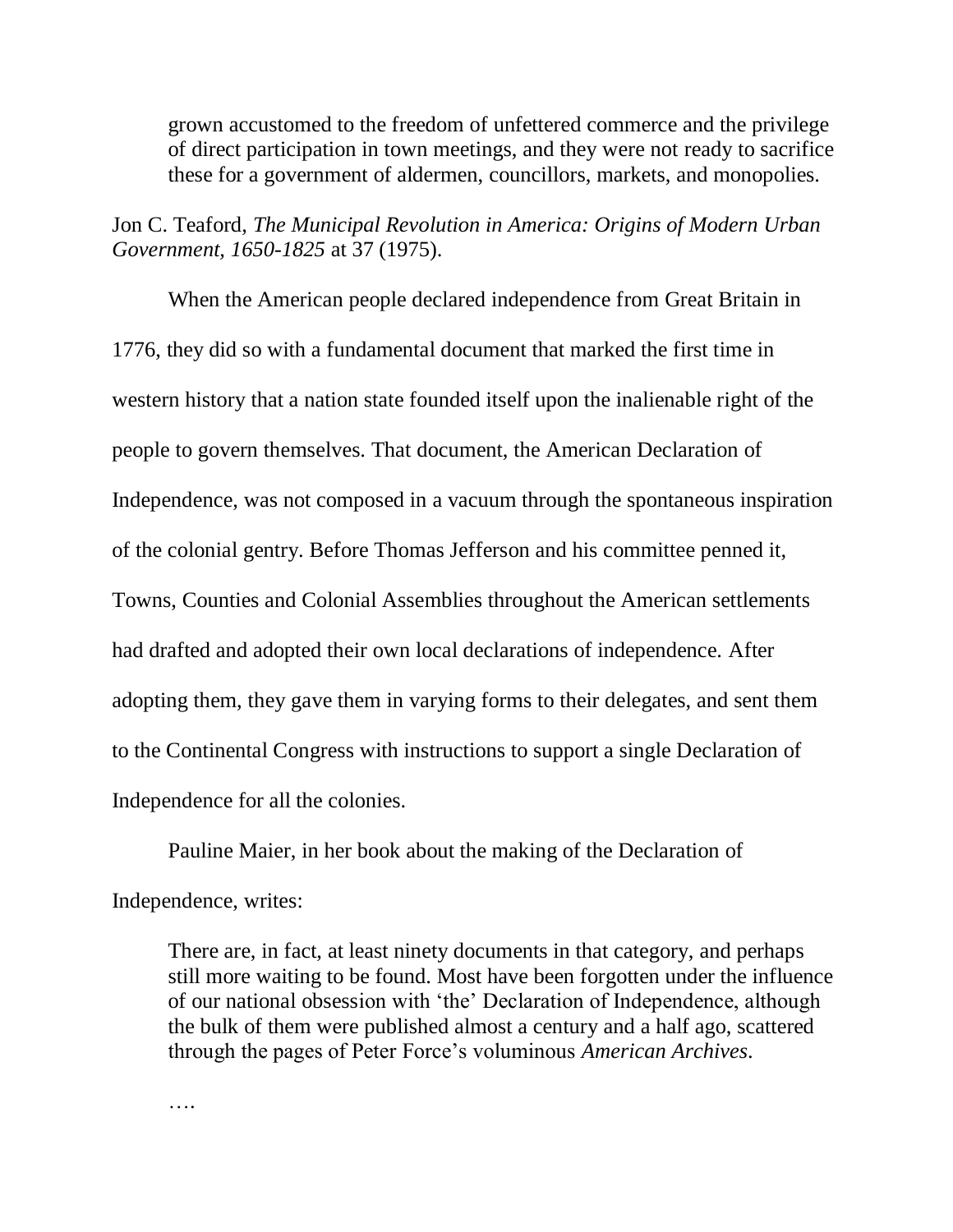> grown accustomed to the freedom of unfettered commerce and the privilege of direct participation in town meetings, and they were not ready to sacrifice these for a government of aldermen, councillors, markets, and monopolies.

Jon C. Teaford, *The Municipal Revolution in America: Origins of Modern Urban Government, 1650-1825* at 37 (1975).

When the American people declared independence from Great Britain in 1776, they did so with a fundamental document that marked the first time in western history that a nation state founded itself upon the inalienable right of the people to govern themselves. That document, the American Declaration of Independence, was not composed in a vacuum through the spontaneous inspiration of the colonial gentry. Before Thomas Jefferson and his committee penned it, Towns, Counties and Colonial Assemblies throughout the American settlements had drafted and adopted their own local declarations of independence. After adopting them, they gave them in varying forms to their delegates, and sent them to the Continental Congress with instructions to support a single Declaration of Independence for all the colonies.

Pauline Maier, in her book about the making of the Declaration of Independence, writes:

> There are, in fact, at least ninety documents in that category, and perhaps still more waiting to be found. Most have been forgotten under the influence of our national obsession with 'the' Declaration of Independence, although the bulk of them were published almost a century and a half ago, scattered through the pages of Peter Force's voluminous *American Archives*.
>
> ….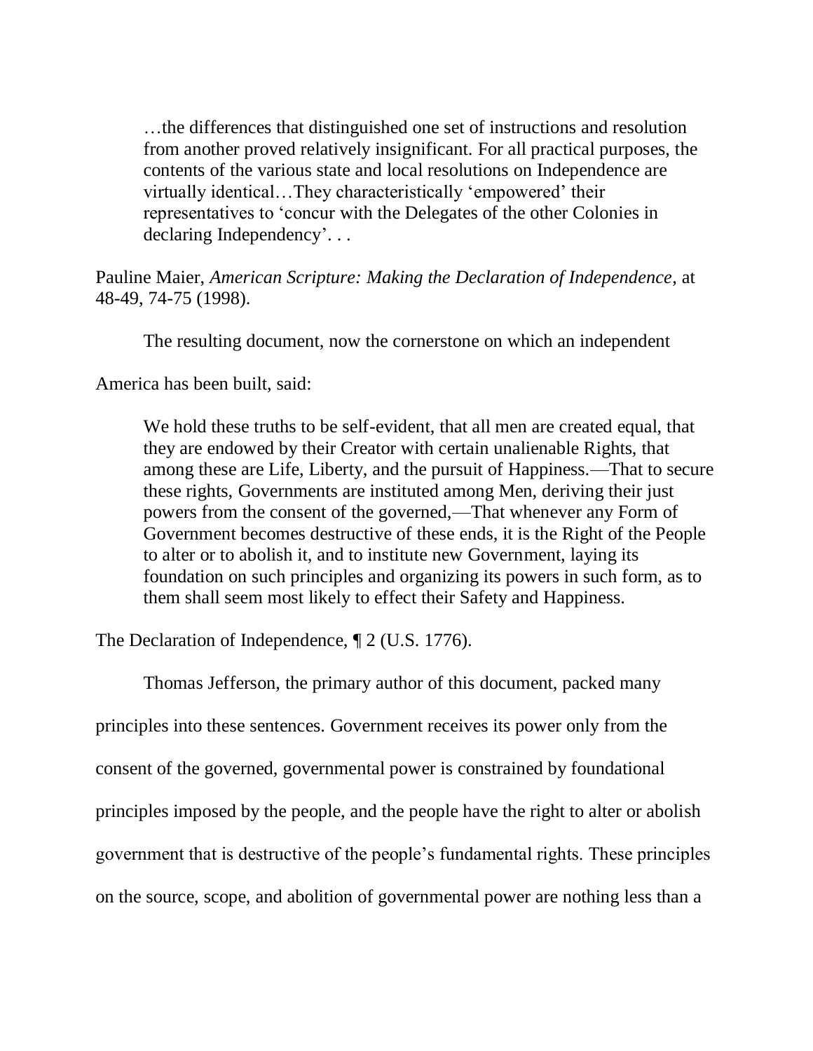> …the differences that distinguished one set of instructions and resolution from another proved relatively insignificant. For all practical purposes, the contents of the various state and local resolutions on Independence are virtually identical…They characteristically 'empowered' their representatives to 'concur with the Delegates of the other Colonies in declaring Independency'. . .

Pauline Maier, *American Scripture: Making the Declaration of Independence*, at 48-49, 74-75 (1998).

The resulting document, now the cornerstone on which an independent America has been built, said:

> We hold these truths to be self-evident, that all men are created equal, that they are endowed by their Creator with certain unalienable Rights, that among these are Life, Liberty, and the pursuit of Happiness.—That to secure these rights, Governments are instituted among Men, deriving their just powers from the consent of the governed,—That whenever any Form of Government becomes destructive of these ends, it is the Right of the People to alter or to abolish it, and to institute new Government, laying its foundation on such principles and organizing its powers in such form, as to them shall seem most likely to effect their Safety and Happiness.

The Declaration of Independence, ¶ 2 (U.S. 1776).

Thomas Jefferson, the primary author of this document, packed many principles into these sentences. Government receives its power only from the consent of the governed, governmental power is constrained by foundational principles imposed by the people, and the people have the right to alter or abolish government that is destructive of the people's fundamental rights. These principles on the source, scope, and abolition of governmental power are nothing less than a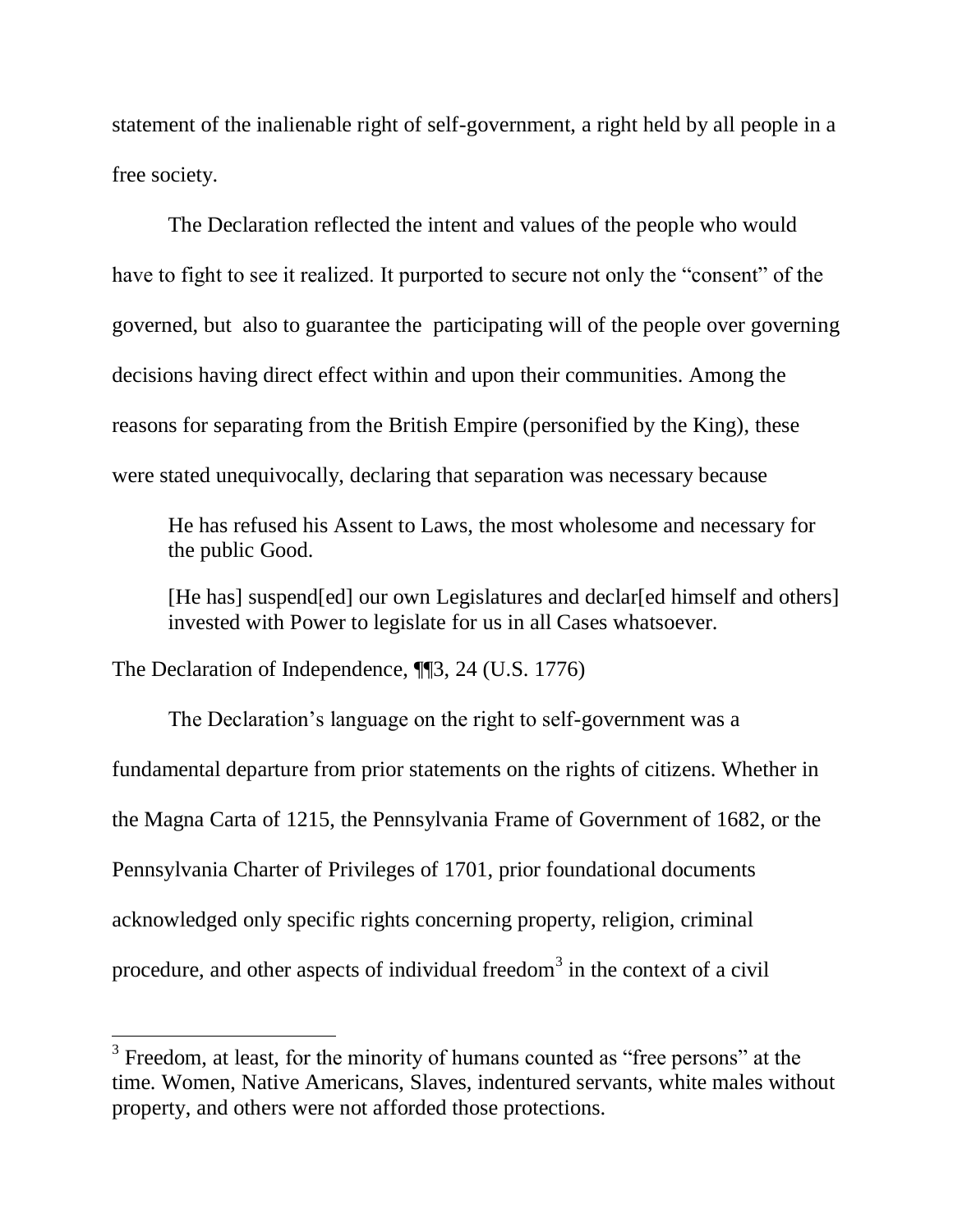statement of the inalienable right of self-government, a right held by all people in a free society.

The Declaration reflected the intent and values of the people who would have to fight to see it realized. It purported to secure not only the "consent" of the governed, but also to guarantee the participating will of the people over governing decisions having direct effect within and upon their communities. Among the reasons for separating from the British Empire (personified by the King), these were stated unequivocally, declaring that separation was necessary because

> He has refused his Assent to Laws, the most wholesome and necessary for the public Good.
>
> [He has] suspend[ed] our own Legislatures and declar[ed himself and others] invested with Power to legislate for us in all Cases whatsoever.

The Declaration of Independence, ¶¶3, 24 (U.S. 1776)

The Declaration's language on the right to self-government was a fundamental departure from prior statements on the rights of citizens. Whether in the Magna Carta of 1215, the Pennsylvania Frame of Government of 1682, or the Pennsylvania Charter of Privileges of 1701, prior foundational documents acknowledged only specific rights concerning property, religion, criminal procedure, and other aspects of individual freedom[3] in the context of a civil

---

[3] Freedom, at least, for the minority of humans counted as "free persons" at the time. Women, Native Americans, Slaves, indentured servants, white males without property, and others were not afforded those protections.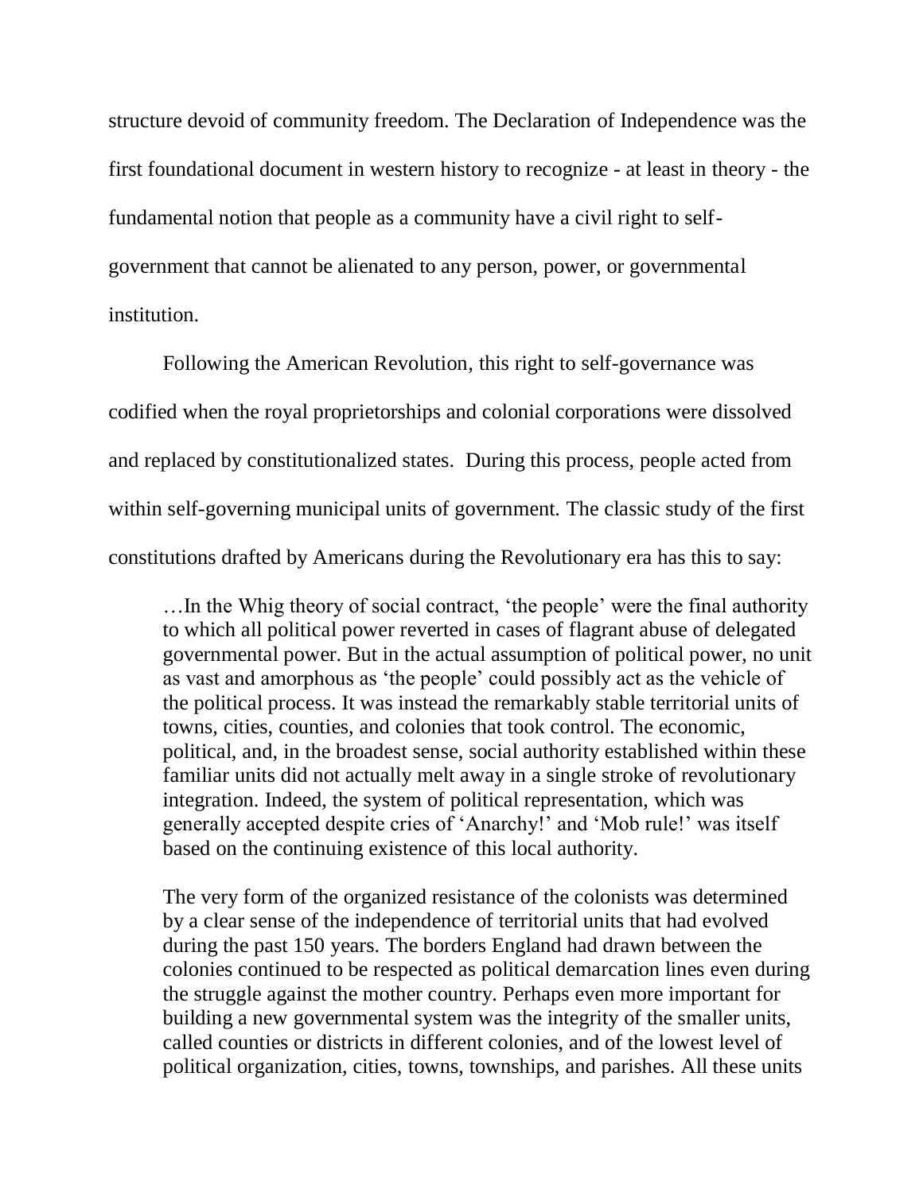structure devoid of community freedom. The Declaration of Independence was the first foundational document in western history to recognize - at least in theory - the fundamental notion that people as a community have a civil right to self-government that cannot be alienated to any person, power, or governmental institution.

Following the American Revolution, this right to self-governance was codified when the royal proprietorships and colonial corporations were dissolved and replaced by constitutionalized states. During this process, people acted from within self-governing municipal units of government. The classic study of the first constitutions drafted by Americans during the Revolutionary era has this to say:

> …In the Whig theory of social contract, 'the people' were the final authority to which all political power reverted in cases of flagrant abuse of delegated governmental power. But in the actual assumption of political power, no unit as vast and amorphous as 'the people' could possibly act as the vehicle of the political process. It was instead the remarkably stable territorial units of towns, cities, counties, and colonies that took control. The economic, political, and, in the broadest sense, social authority established within these familiar units did not actually melt away in a single stroke of revolutionary integration. Indeed, the system of political representation, which was generally accepted despite cries of 'Anarchy!' and 'Mob rule!' was itself based on the continuing existence of this local authority.
>
> The very form of the organized resistance of the colonists was determined by a clear sense of the independence of territorial units that had evolved during the past 150 years. The borders England had drawn between the colonies continued to be respected as political demarcation lines even during the struggle against the mother country. Perhaps even more important for building a new governmental system was the integrity of the smaller units, called counties or districts in different colonies, and of the lowest level of political organization, cities, towns, townships, and parishes. All these units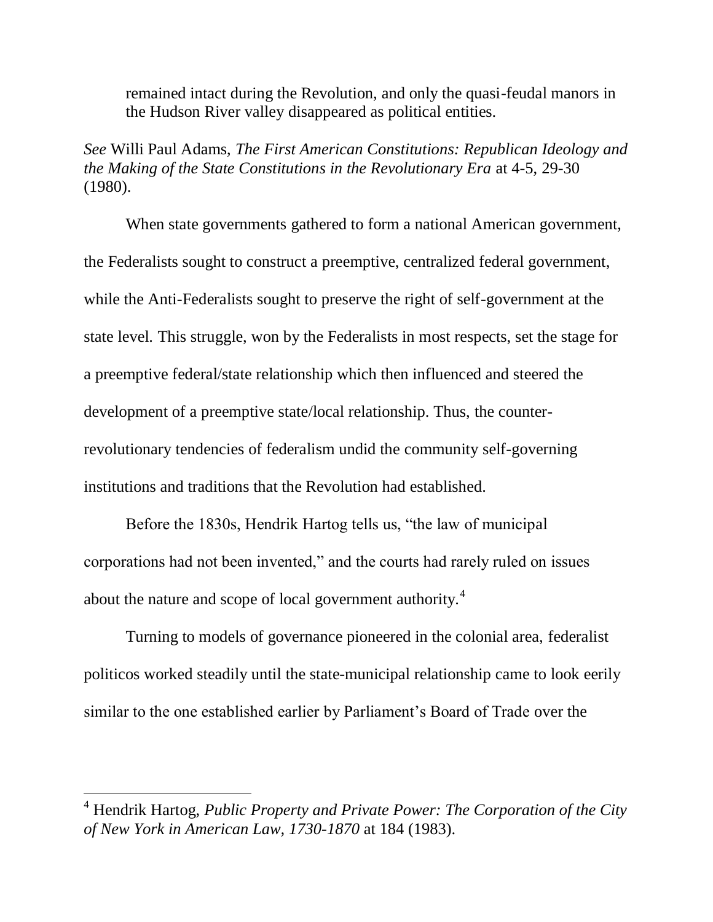> remained intact during the Revolution, and only the quasi-feudal manors in the Hudson River valley disappeared as political entities.

*See* Willi Paul Adams, *The First American Constitutions: Republican Ideology and the Making of the State Constitutions in the Revolutionary Era* at 4-5, 29-30 (1980).

When state governments gathered to form a national American government, the Federalists sought to construct a preemptive, centralized federal government, while the Anti-Federalists sought to preserve the right of self-government at the state level. This struggle, won by the Federalists in most respects, set the stage for a preemptive federal/state relationship which then influenced and steered the development of a preemptive state/local relationship. Thus, the counter-revolutionary tendencies of federalism undid the community self-governing institutions and traditions that the Revolution had established.

Before the 1830s, Hendrik Hartog tells us, "the law of municipal corporations had not been invented," and the courts had rarely ruled on issues about the nature and scope of local government authority.[4]

Turning to models of governance pioneered in the colonial area, federalist politicos worked steadily until the state-municipal relationship came to look eerily similar to the one established earlier by Parliament's Board of Trade over the

---

[4] Hendrik Hartog, *Public Property and Private Power: The Corporation of the City of New York in American Law, 1730-1870* at 184 (1983).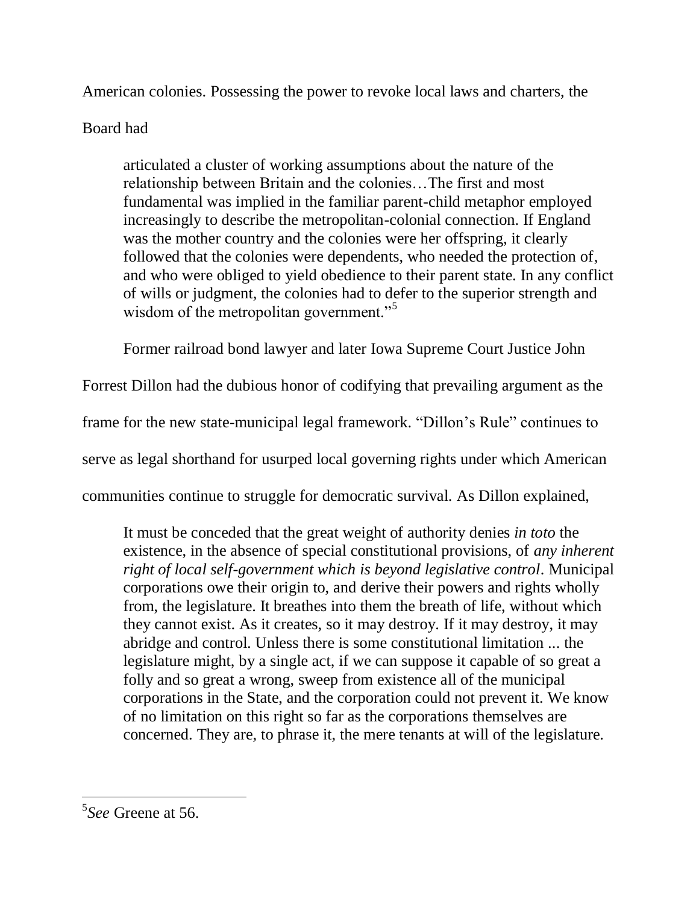American colonies. Possessing the power to revoke local laws and charters, the Board had

> articulated a cluster of working assumptions about the nature of the relationship between Britain and the colonies…The first and most fundamental was implied in the familiar parent-child metaphor employed increasingly to describe the metropolitan-colonial connection. If England was the mother country and the colonies were her offspring, it clearly followed that the colonies were dependents, who needed the protection of, and who were obliged to yield obedience to their parent state. In any conflict of wills or judgment, the colonies had to defer to the superior strength and wisdom of the metropolitan government."[5]

Former railroad bond lawyer and later Iowa Supreme Court Justice John Forrest Dillon had the dubious honor of codifying that prevailing argument as the frame for the new state-municipal legal framework. "Dillon's Rule" continues to serve as legal shorthand for usurped local governing rights under which American communities continue to struggle for democratic survival. As Dillon explained,

> It must be conceded that the great weight of authority denies *in toto* the existence, in the absence of special constitutional provisions, of *any inherent right of local self-government which is beyond legislative control*. Municipal corporations owe their origin to, and derive their powers and rights wholly from, the legislature. It breathes into them the breath of life, without which they cannot exist. As it creates, so it may destroy. If it may destroy, it may abridge and control. Unless there is some constitutional limitation ... the legislature might, by a single act, if we can suppose it capable of so great a folly and so great a wrong, sweep from existence all of the municipal corporations in the State, and the corporation could not prevent it. We know of no limitation on this right so far as the corporations themselves are concerned. They are, to phrase it, the mere tenants at will of the legislature.

---

[5] *See* Greene at 56.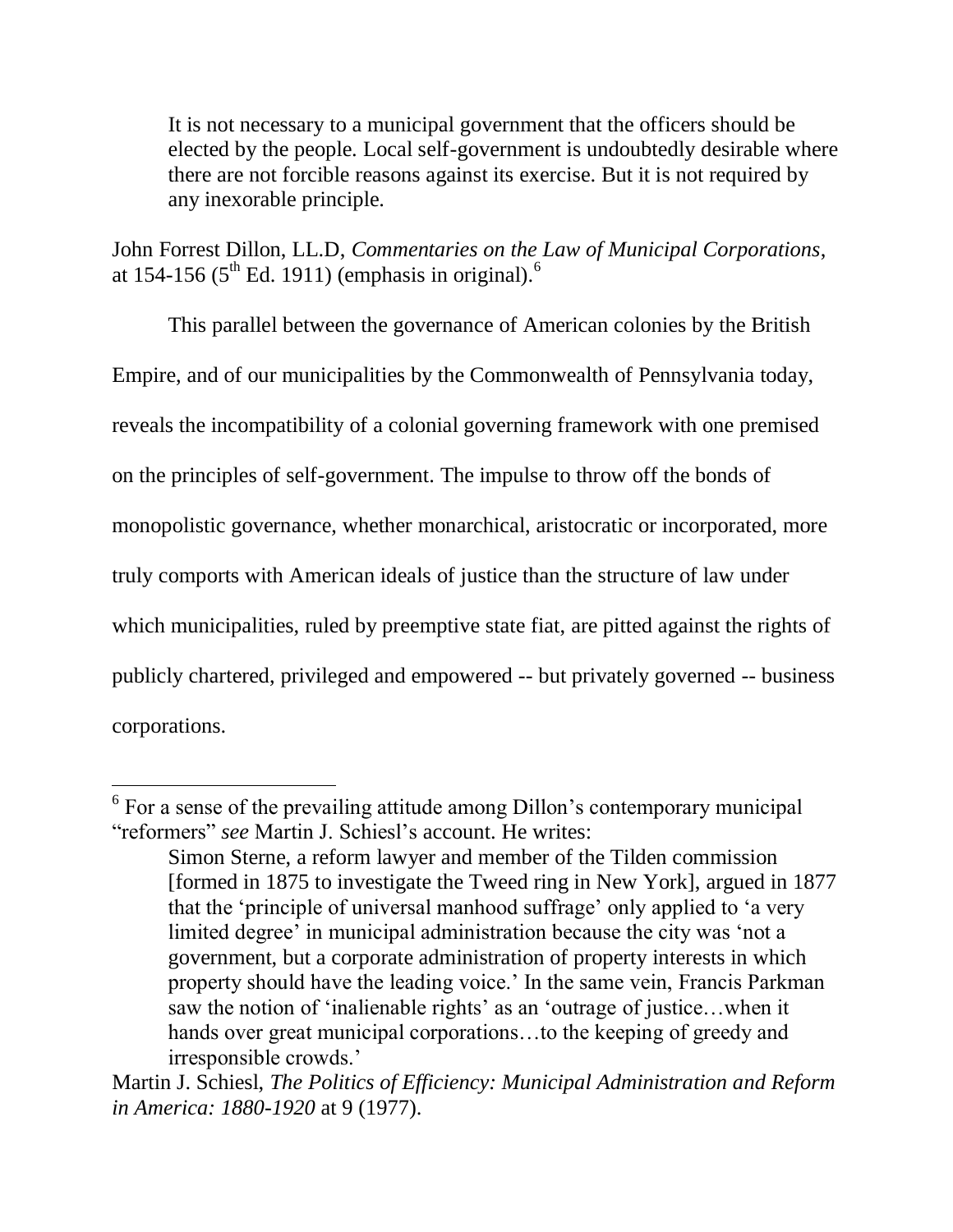> It is not necessary to a municipal government that the officers should be elected by the people. Local self-government is undoubtedly desirable where there are not forcible reasons against its exercise. But it is not required by any inexorable principle.

John Forrest Dillon, LL.D, *Commentaries on the Law of Municipal Corporations*, at 154-156 (5th Ed. 1911) (emphasis in original).[6]

This parallel between the governance of American colonies by the British Empire, and of our municipalities by the Commonwealth of Pennsylvania today, reveals the incompatibility of a colonial governing framework with one premised on the principles of self-government. The impulse to throw off the bonds of monopolistic governance, whether monarchical, aristocratic or incorporated, more truly comports with American ideals of justice than the structure of law under which municipalities, ruled by preemptive state fiat, are pitted against the rights of publicly chartered, privileged and empowered -- but privately governed -- business corporations.

---

[6] For a sense of the prevailing attitude among Dillon's contemporary municipal "reformers" *see* Martin J. Schiesl's account. He writes:

> Simon Sterne, a reform lawyer and member of the Tilden commission [formed in 1875 to investigate the Tweed ring in New York], argued in 1877 that the 'principle of universal manhood suffrage' only applied to 'a very limited degree' in municipal administration because the city was 'not a government, but a corporate administration of property interests in which property should have the leading voice.' In the same vein, Francis Parkman saw the notion of 'inalienable rights' as an 'outrage of justice…when it hands over great municipal corporations…to the keeping of greedy and irresponsible crowds.'

Martin J. Schiesl, *The Politics of Efficiency: Municipal Administration and Reform in America: 1880-1920* at 9 (1977).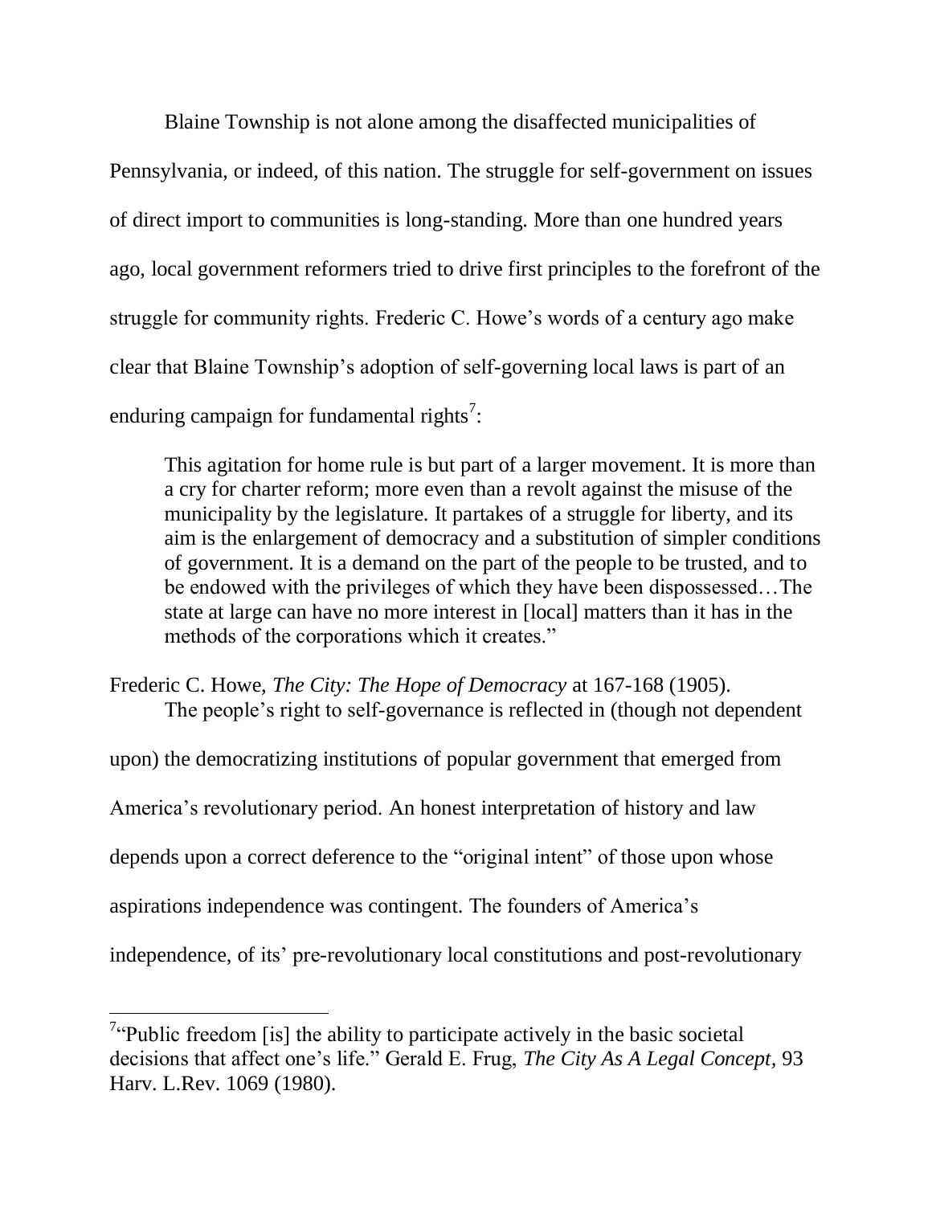Blaine Township is not alone among the disaffected municipalities of Pennsylvania, or indeed, of this nation. The struggle for self-government on issues of direct import to communities is long-standing. More than one hundred years ago, local government reformers tried to drive first principles to the forefront of the struggle for community rights. Frederic C. Howe's words of a century ago make clear that Blaine Township's adoption of self-governing local laws is part of an enduring campaign for fundamental rights[7]:

> This agitation for home rule is but part of a larger movement. It is more than a cry for charter reform; more even than a revolt against the misuse of the municipality by the legislature. It partakes of a struggle for liberty, and its aim is the enlargement of democracy and a substitution of simpler conditions of government. It is a demand on the part of the people to be trusted, and to be endowed with the privileges of which they have been dispossessed…The state at large can have no more interest in [local] matters than it has in the methods of the corporations which it creates."

Frederic C. Howe, *The City: The Hope of Democracy* at 167-168 (1905).

The people's right to self-governance is reflected in (though not dependent upon) the democratizing institutions of popular government that emerged from America's revolutionary period. An honest interpretation of history and law depends upon a correct deference to the "original intent" of those upon whose aspirations independence was contingent. The founders of America's independence, of its' pre-revolutionary local constitutions and post-revolutionary

---

[7] "Public freedom [is] the ability to participate actively in the basic societal decisions that affect one's life." Gerald E. Frug, *The City As A Legal Concept*, 93 Harv. L.Rev. 1069 (1980).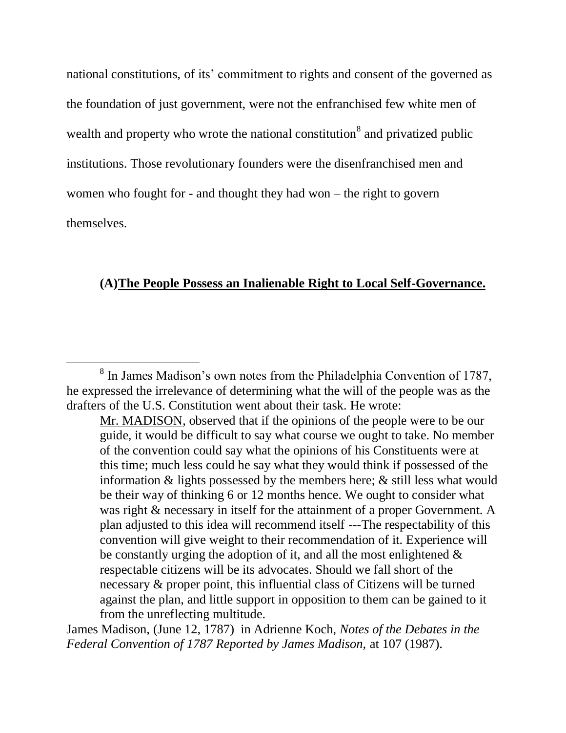national constitutions, of its' commitment to rights and consent of the governed as the foundation of just government, were not the enfranchised few white men of wealth and property who wrote the national constitution[8] and privatized public institutions. Those revolutionary founders were the disenfranchised men and women who fought for - and thought they had won – the right to govern themselves.

### (A) <u>The People Possess an Inalienable Right to Local Self-Governance.</u>

---

[8] In James Madison's own notes from the Philadelphia Convention of 1787, he expressed the irrelevance of determining what the will of the people was as the drafters of the U.S. Constitution went about their task. He wrote:

> <u>Mr. MADISON</u>, observed that if the opinions of the people were to be our guide, it would be difficult to say what course we ought to take. No member of the convention could say what the opinions of his Constituents were at this time; much less could he say what they would think if possessed of the information & lights possessed by the members here; & still less what would be their way of thinking 6 or 12 months hence. We ought to consider what was right & necessary in itself for the attainment of a proper Government. A plan adjusted to this idea will recommend itself ---The respectability of this convention will give weight to their recommendation of it. Experience will be constantly urging the adoption of it, and all the most enlightened & respectable citizens will be its advocates. Should we fall short of the necessary & proper point, this influential class of Citizens will be turned against the plan, and little support in opposition to them can be gained to it from the unreflecting multitude.

James Madison, (June 12, 1787) in Adrienne Koch, *Notes of the Debates in the Federal Convention of 1787 Reported by James Madison,* at 107 (1987).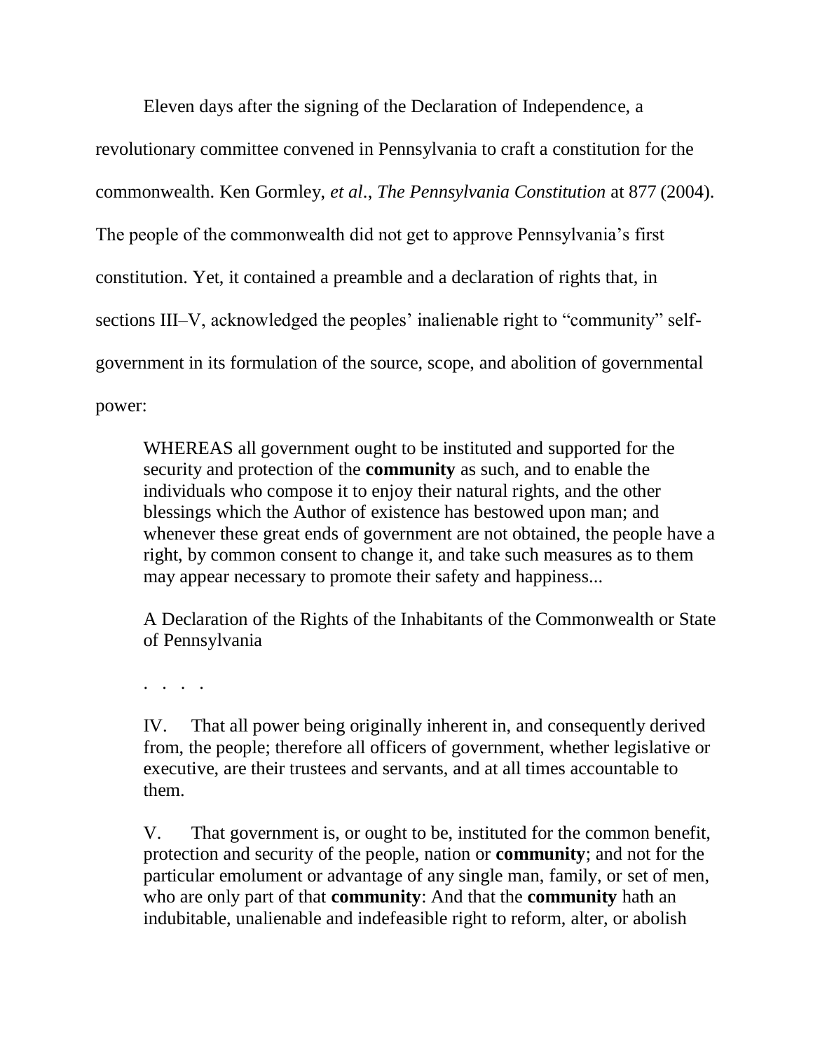Eleven days after the signing of the Declaration of Independence, a revolutionary committee convened in Pennsylvania to craft a constitution for the commonwealth. Ken Gormley, *et al*., *The Pennsylvania Constitution* at 877 (2004). The people of the commonwealth did not get to approve Pennsylvania's first constitution. Yet, it contained a preamble and a declaration of rights that, in sections III–V, acknowledged the peoples' inalienable right to "community" self-government in its formulation of the source, scope, and abolition of governmental power:

> WHEREAS all government ought to be instituted and supported for the security and protection of the **community** as such, and to enable the individuals who compose it to enjoy their natural rights, and the other blessings which the Author of existence has bestowed upon man; and whenever these great ends of government are not obtained, the people have a right, by common consent to change it, and take such measures as to them may appear necessary to promote their safety and happiness...
>
> A Declaration of the Rights of the Inhabitants of the Commonwealth or State of Pennsylvania
>
> . . . .
>
> IV. That all power being originally inherent in, and consequently derived from, the people; therefore all officers of government, whether legislative or executive, are their trustees and servants, and at all times accountable to them.
>
> V. That government is, or ought to be, instituted for the common benefit, protection and security of the people, nation or **community**; and not for the particular emolument or advantage of any single man, family, or set of men, who are only part of that **community**: And that the **community** hath an indubitable, unalienable and indefeasible right to reform, alter, or abolish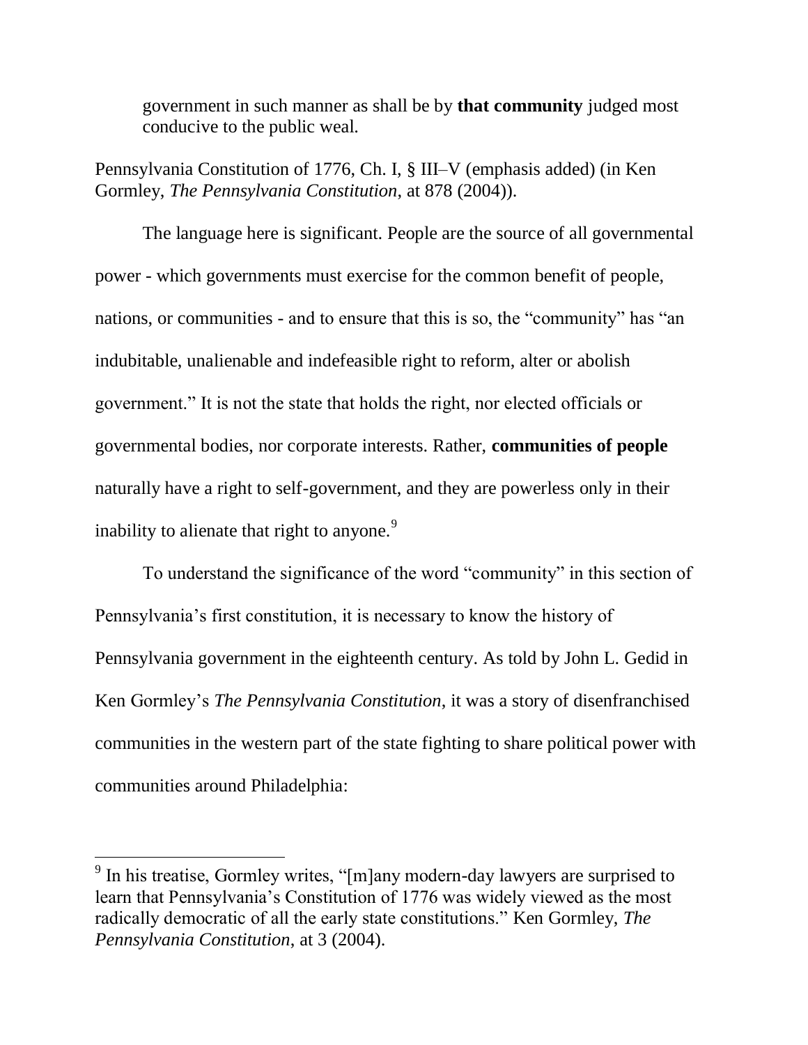> government in such manner as shall be by **that community** judged most conducive to the public weal.

Pennsylvania Constitution of 1776, Ch. I, § III–V (emphasis added) (in Ken Gormley, *The Pennsylvania Constitution*, at 878 (2004)).

The language here is significant. People are the source of all governmental power - which governments must exercise for the common benefit of people, nations, or communities - and to ensure that this is so, the "community" has "an indubitable, unalienable and indefeasible right to reform, alter or abolish government." It is not the state that holds the right, nor elected officials or governmental bodies, nor corporate interests. Rather, **communities of people** naturally have a right to self-government, and they are powerless only in their inability to alienate that right to anyone.[9]

To understand the significance of the word "community" in this section of Pennsylvania's first constitution, it is necessary to know the history of Pennsylvania government in the eighteenth century. As told by John L. Gedid in Ken Gormley's *The Pennsylvania Constitution,* it was a story of disenfranchised communities in the western part of the state fighting to share political power with communities around Philadelphia:

---

[9] In his treatise, Gormley writes, "[m]any modern-day lawyers are surprised to learn that Pennsylvania's Constitution of 1776 was widely viewed as the most radically democratic of all the early state constitutions." Ken Gormley, *The Pennsylvania Constitution*, at 3 (2004).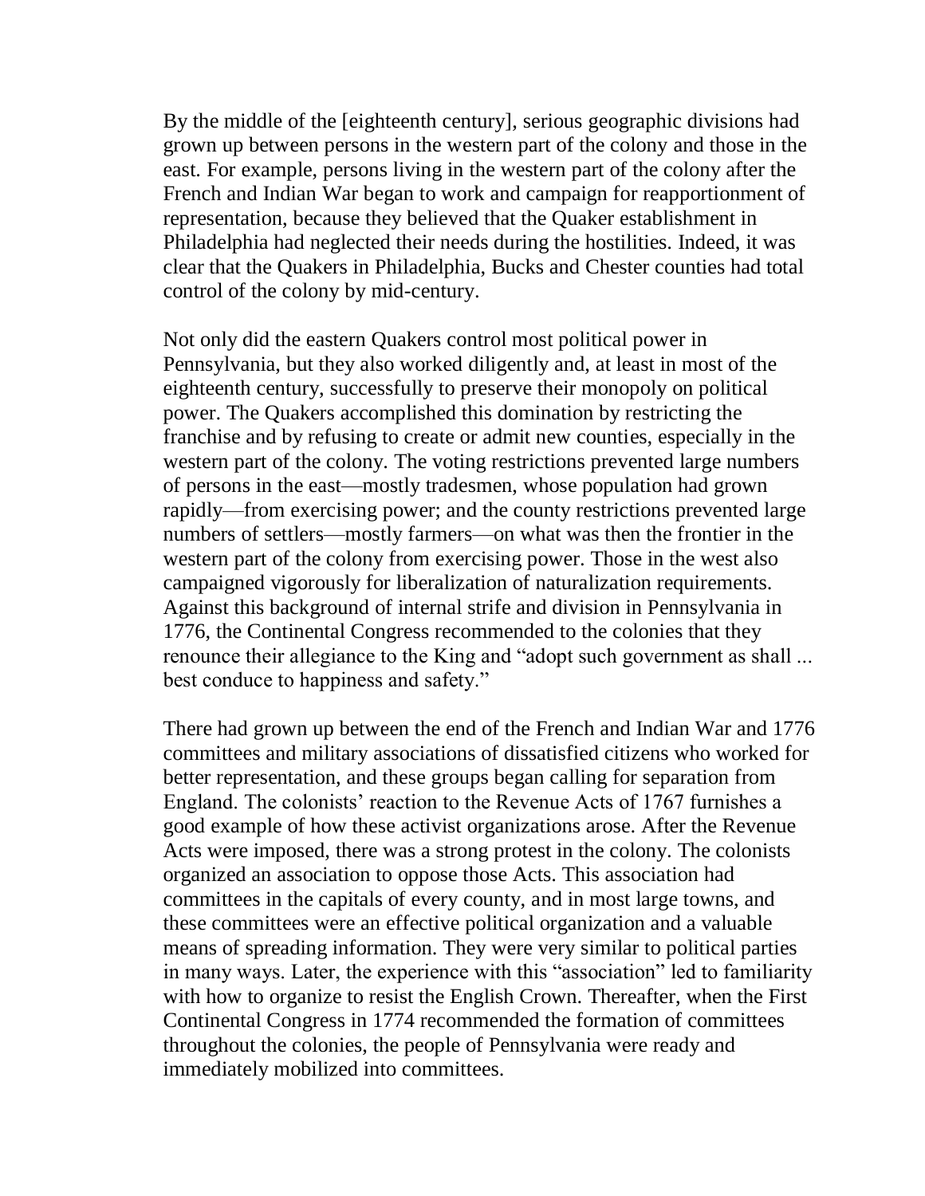By the middle of the [eighteenth century], serious geographic divisions had grown up between persons in the western part of the colony and those in the east. For example, persons living in the western part of the colony after the French and Indian War began to work and campaign for reapportionment of representation, because they believed that the Quaker establishment in Philadelphia had neglected their needs during the hostilities. Indeed, it was clear that the Quakers in Philadelphia, Bucks and Chester counties had total control of the colony by mid-century.

Not only did the eastern Quakers control most political power in Pennsylvania, but they also worked diligently and, at least in most of the eighteenth century, successfully to preserve their monopoly on political power. The Quakers accomplished this domination by restricting the franchise and by refusing to create or admit new counties, especially in the western part of the colony. The voting restrictions prevented large numbers of persons in the east—mostly tradesmen, whose population had grown rapidly—from exercising power; and the county restrictions prevented large numbers of settlers—mostly farmers—on what was then the frontier in the western part of the colony from exercising power. Those in the west also campaigned vigorously for liberalization of naturalization requirements. Against this background of internal strife and division in Pennsylvania in 1776, the Continental Congress recommended to the colonies that they renounce their allegiance to the King and "adopt such government as shall ... best conduce to happiness and safety."

There had grown up between the end of the French and Indian War and 1776 committees and military associations of dissatisfied citizens who worked for better representation, and these groups began calling for separation from England. The colonists' reaction to the Revenue Acts of 1767 furnishes a good example of how these activist organizations arose. After the Revenue Acts were imposed, there was a strong protest in the colony. The colonists organized an association to oppose those Acts. This association had committees in the capitals of every county, and in most large towns, and these committees were an effective political organization and a valuable means of spreading information. They were very similar to political parties in many ways. Later, the experience with this "association" led to familiarity with how to organize to resist the English Crown. Thereafter, when the First Continental Congress in 1774 recommended the formation of committees throughout the colonies, the people of Pennsylvania were ready and immediately mobilized into committees.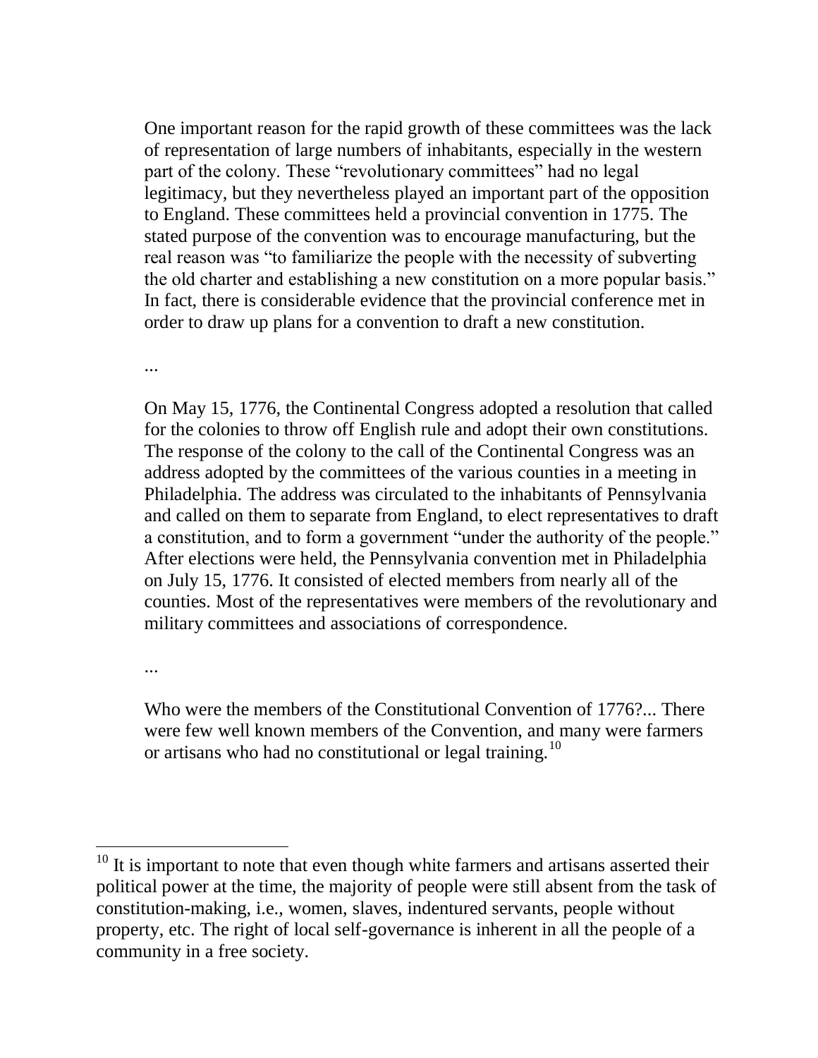> One important reason for the rapid growth of these committees was the lack of representation of large numbers of inhabitants, especially in the western part of the colony. These "revolutionary committees" had no legal legitimacy, but they nevertheless played an important part of the opposition to England. These committees held a provincial convention in 1775. The stated purpose of the convention was to encourage manufacturing, but the real reason was "to familiarize the people with the necessity of subverting the old charter and establishing a new constitution on a more popular basis." In fact, there is considerable evidence that the provincial conference met in order to draw up plans for a convention to draft a new constitution.
>
> ...
>
> On May 15, 1776, the Continental Congress adopted a resolution that called for the colonies to throw off English rule and adopt their own constitutions. The response of the colony to the call of the Continental Congress was an address adopted by the committees of the various counties in a meeting in Philadelphia. The address was circulated to the inhabitants of Pennsylvania and called on them to separate from England, to elect representatives to draft a constitution, and to form a government "under the authority of the people." After elections were held, the Pennsylvania convention met in Philadelphia on July 15, 1776. It consisted of elected members from nearly all of the counties. Most of the representatives were members of the revolutionary and military committees and associations of correspondence.
>
> ...
>
> Who were the members of the Constitutional Convention of 1776?... There were few well known members of the Convention, and many were farmers or artisans who had no constitutional or legal training.[10]

---

[10] It is important to note that even though white farmers and artisans asserted their political power at the time, the majority of people were still absent from the task of constitution-making, i.e., women, slaves, indentured servants, people without property, etc. The right of local self-governance is inherent in all the people of a community in a free society.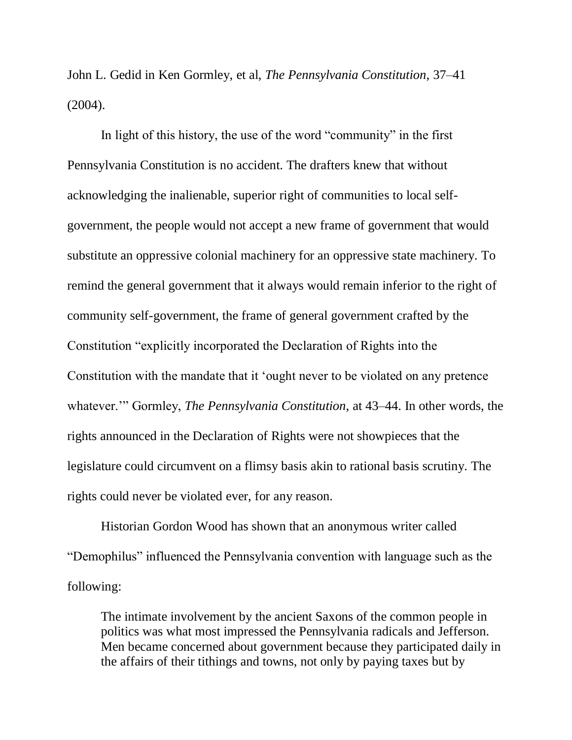John L. Gedid in Ken Gormley, et al, *The Pennsylvania Constitution*, 37–41 (2004).

In light of this history, the use of the word "community" in the first Pennsylvania Constitution is no accident. The drafters knew that without acknowledging the inalienable, superior right of communities to local self-government, the people would not accept a new frame of government that would substitute an oppressive colonial machinery for an oppressive state machinery. To remind the general government that it always would remain inferior to the right of community self-government, the frame of general government crafted by the Constitution "explicitly incorporated the Declaration of Rights into the Constitution with the mandate that it 'ought never to be violated on any pretence whatever.'" Gormley, *The Pennsylvania Constitution*, at 43–44. In other words, the rights announced in the Declaration of Rights were not showpieces that the legislature could circumvent on a flimsy basis akin to rational basis scrutiny. The rights could never be violated ever, for any reason.

Historian Gordon Wood has shown that an anonymous writer called "Demophilus" influenced the Pennsylvania convention with language such as the following:

> The intimate involvement by the ancient Saxons of the common people in politics was what most impressed the Pennsylvania radicals and Jefferson. Men became concerned about government because they participated daily in the affairs of their tithings and towns, not only by paying taxes but by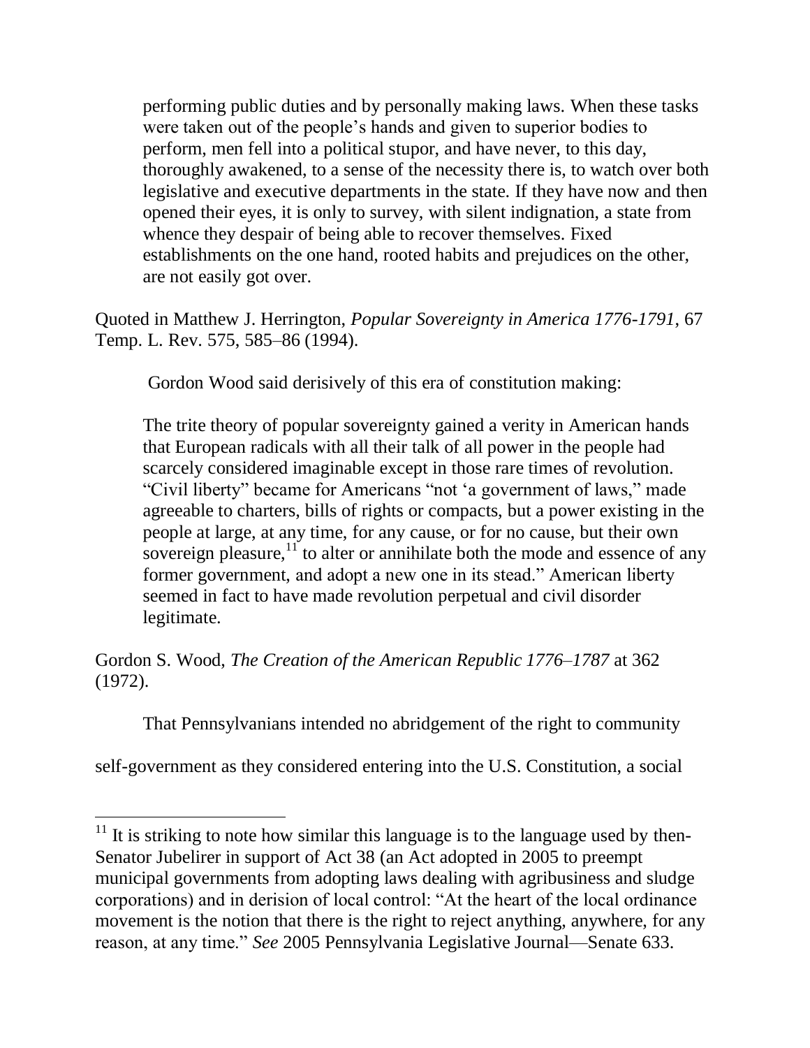> performing public duties and by personally making laws. When these tasks were taken out of the people's hands and given to superior bodies to perform, men fell into a political stupor, and have never, to this day, thoroughly awakened, to a sense of the necessity there is, to watch over both legislative and executive departments in the state. If they have now and then opened their eyes, it is only to survey, with silent indignation, a state from whence they despair of being able to recover themselves. Fixed establishments on the one hand, rooted habits and prejudices on the other, are not easily got over.

Quoted in Matthew J. Herrington, *Popular Sovereignty in America 1776-1791*, 67 Temp. L. Rev. 575, 585–86 (1994).

Gordon Wood said derisively of this era of constitution making:

> The trite theory of popular sovereignty gained a verity in American hands that European radicals with all their talk of all power in the people had scarcely considered imaginable except in those rare times of revolution. "Civil liberty" became for Americans "not 'a government of laws," made agreeable to charters, bills of rights or compacts, but a power existing in the people at large, at any time, for any cause, or for no cause, but their own sovereign pleasure,[11] to alter or annihilate both the mode and essence of any former government, and adopt a new one in its stead." American liberty seemed in fact to have made revolution perpetual and civil disorder legitimate.

Gordon S. Wood, *The Creation of the American Republic 1776–1787* at 362 (1972).

That Pennsylvanians intended no abridgement of the right to community self-government as they considered entering into the U.S. Constitution, a social

---

[11] It is striking to note how similar this language is to the language used by then-Senator Jubelirer in support of Act 38 (an Act adopted in 2005 to preempt municipal governments from adopting laws dealing with agribusiness and sludge corporations) and in derision of local control: "At the heart of the local ordinance movement is the notion that there is the right to reject anything, anywhere, for any reason, at any time." *See* 2005 Pennsylvania Legislative Journal—Senate 633.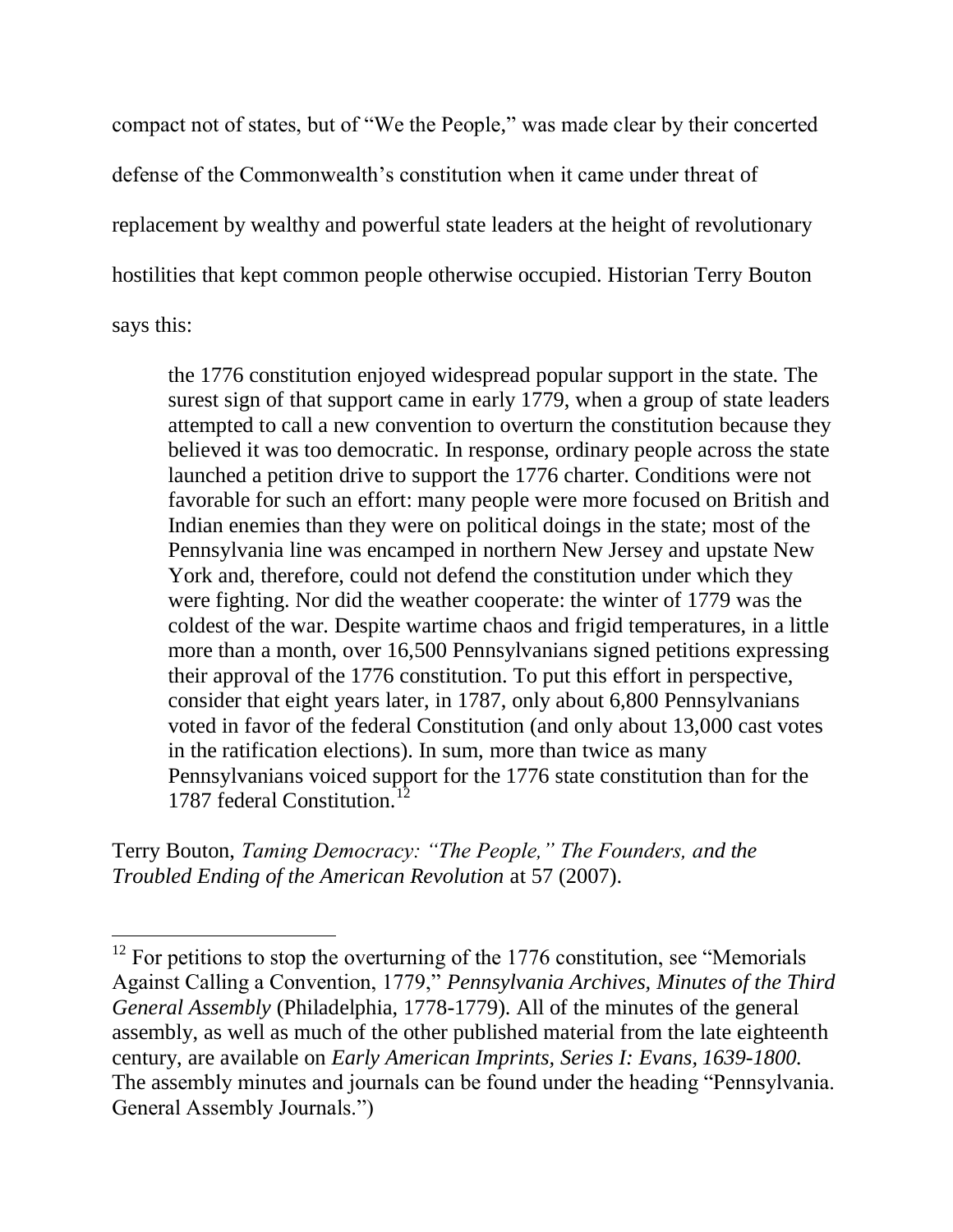compact not of states, but of "We the People," was made clear by their concerted defense of the Commonwealth's constitution when it came under threat of replacement by wealthy and powerful state leaders at the height of revolutionary hostilities that kept common people otherwise occupied. Historian Terry Bouton says this:

> the 1776 constitution enjoyed widespread popular support in the state. The surest sign of that support came in early 1779, when a group of state leaders attempted to call a new convention to overturn the constitution because they believed it was too democratic. In response, ordinary people across the state launched a petition drive to support the 1776 charter. Conditions were not favorable for such an effort: many people were more focused on British and Indian enemies than they were on political doings in the state; most of the Pennsylvania line was encamped in northern New Jersey and upstate New York and, therefore, could not defend the constitution under which they were fighting. Nor did the weather cooperate: the winter of 1779 was the coldest of the war. Despite wartime chaos and frigid temperatures, in a little more than a month, over 16,500 Pennsylvanians signed petitions expressing their approval of the 1776 constitution. To put this effort in perspective, consider that eight years later, in 1787, only about 6,800 Pennsylvanians voted in favor of the federal Constitution (and only about 13,000 cast votes in the ratification elections). In sum, more than twice as many Pennsylvanians voiced support for the 1776 state constitution than for the 1787 federal Constitution.[12]

Terry Bouton, *Taming Democracy: "The People," The Founders, and the Troubled Ending of the American Revolution* at 57 (2007).

---

[12] For petitions to stop the overturning of the 1776 constitution, see "Memorials Against Calling a Convention, 1779," *Pennsylvania Archives, Minutes of the Third General Assembly* (Philadelphia, 1778-1779). All of the minutes of the general assembly, as well as much of the other published material from the late eighteenth century, are available on *Early American Imprints, Series I: Evans, 1639-1800.* The assembly minutes and journals can be found under the heading "Pennsylvania. General Assembly Journals.")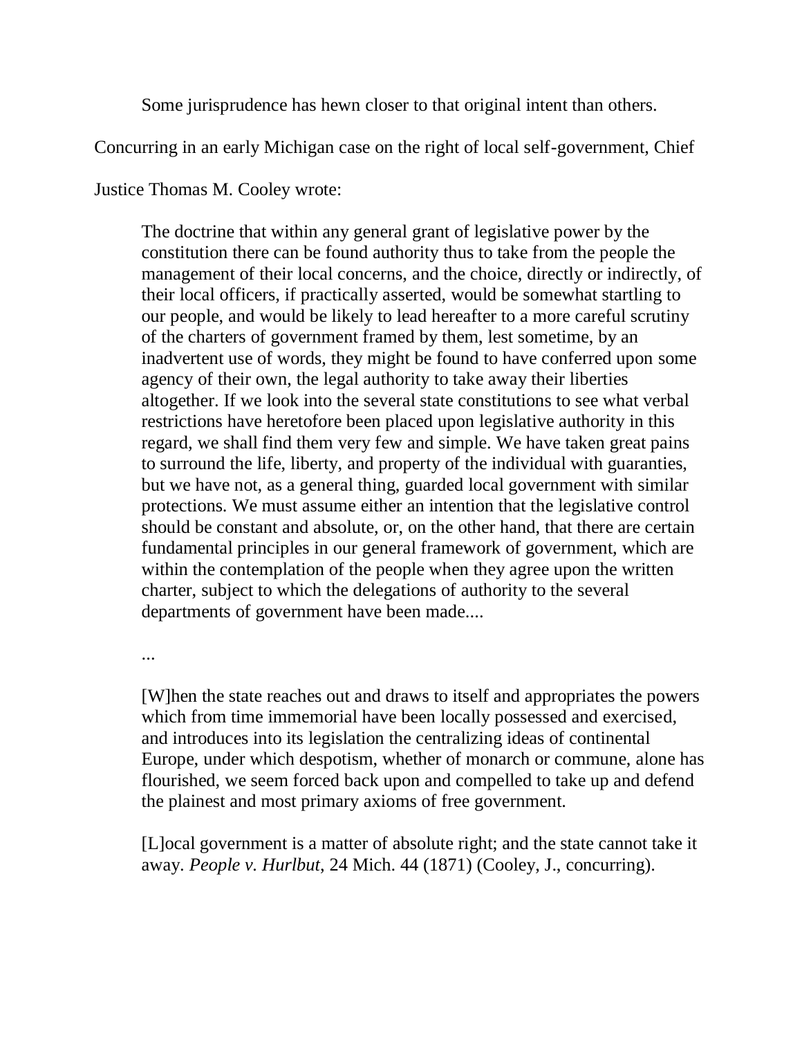Some jurisprudence has hewn closer to that original intent than others. Concurring in an early Michigan case on the right of local self-government, Chief Justice Thomas M. Cooley wrote:

> The doctrine that within any general grant of legislative power by the constitution there can be found authority thus to take from the people the management of their local concerns, and the choice, directly or indirectly, of their local officers, if practically asserted, would be somewhat startling to our people, and would be likely to lead hereafter to a more careful scrutiny of the charters of government framed by them, lest sometime, by an inadvertent use of words, they might be found to have conferred upon some agency of their own, the legal authority to take away their liberties altogether. If we look into the several state constitutions to see what verbal restrictions have heretofore been placed upon legislative authority in this regard, we shall find them very few and simple. We have taken great pains to surround the life, liberty, and property of the individual with guaranties, but we have not, as a general thing, guarded local government with similar protections. We must assume either an intention that the legislative control should be constant and absolute, or, on the other hand, that there are certain fundamental principles in our general framework of government, which are within the contemplation of the people when they agree upon the written charter, subject to which the delegations of authority to the several departments of government have been made....
>
> ...
>
> [W]hen the state reaches out and draws to itself and appropriates the powers which from time immemorial have been locally possessed and exercised, and introduces into its legislation the centralizing ideas of continental Europe, under which despotism, whether of monarch or commune, alone has flourished, we seem forced back upon and compelled to take up and defend the plainest and most primary axioms of free government.
>
> [L]ocal government is a matter of absolute right; and the state cannot take it away. *People v. Hurlbut*, 24 Mich. 44 (1871) (Cooley, J., concurring).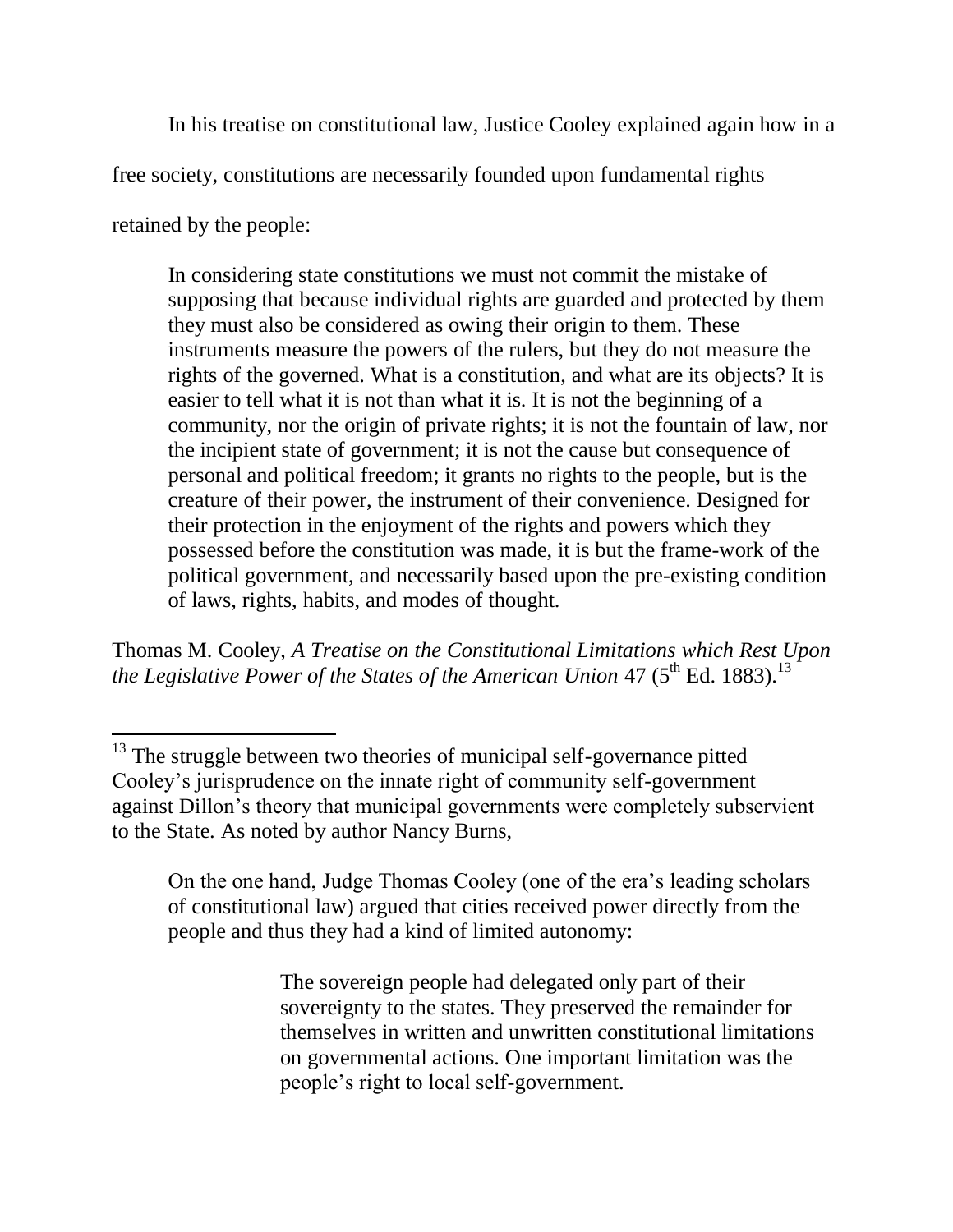In his treatise on constitutional law, Justice Cooley explained again how in a free society, constitutions are necessarily founded upon fundamental rights retained by the people:

> In considering state constitutions we must not commit the mistake of supposing that because individual rights are guarded and protected by them they must also be considered as owing their origin to them. These instruments measure the powers of the rulers, but they do not measure the rights of the governed. What is a constitution, and what are its objects? It is easier to tell what it is not than what it is. It is not the beginning of a community, nor the origin of private rights; it is not the fountain of law, nor the incipient state of government; it is not the cause but consequence of personal and political freedom; it grants no rights to the people, but is the creature of their power, the instrument of their convenience. Designed for their protection in the enjoyment of the rights and powers which they possessed before the constitution was made, it is but the frame-work of the political government, and necessarily based upon the pre-existing condition of laws, rights, habits, and modes of thought.

Thomas M. Cooley, *A Treatise on the Constitutional Limitations which Rest Upon the Legislative Power of the States of the American Union* 47 (5th Ed. 1883).[13]

---

[13] The struggle between two theories of municipal self-governance pitted Cooley's jurisprudence on the innate right of community self-government against Dillon's theory that municipal governments were completely subservient to the State. As noted by author Nancy Burns,

> On the one hand, Judge Thomas Cooley (one of the era's leading scholars of constitutional law) argued that cities received power directly from the people and thus they had a kind of limited autonomy:
>
> > The sovereign people had delegated only part of their sovereignty to the states. They preserved the remainder for themselves in written and unwritten constitutional limitations on governmental actions. One important limitation was the people's right to local self-government.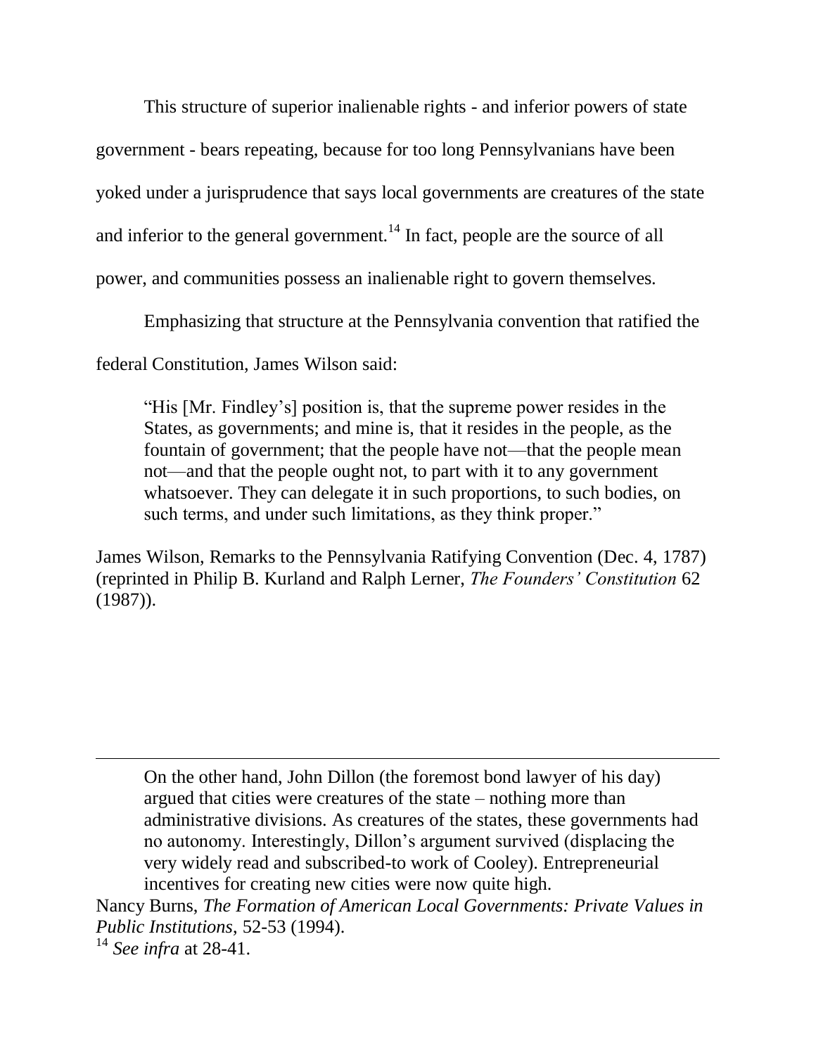This structure of superior inalienable rights - and inferior powers of state government - bears repeating, because for too long Pennsylvanians have been yoked under a jurisprudence that says local governments are creatures of the state and inferior to the general government.[14] In fact, people are the source of all power, and communities possess an inalienable right to govern themselves.

Emphasizing that structure at the Pennsylvania convention that ratified the federal Constitution, James Wilson said:

> "His [Mr. Findley's] position is, that the supreme power resides in the States, as governments; and mine is, that it resides in the people, as the fountain of government; that the people have not—that the people mean not—and that the people ought not, to part with it to any government whatsoever. They can delegate it in such proportions, to such bodies, on such terms, and under such limitations, as they think proper."

James Wilson, Remarks to the Pennsylvania Ratifying Convention (Dec. 4, 1787) (reprinted in Philip B. Kurland and Ralph Lerner, *The Founders' Constitution* 62 (1987)).

---

> On the other hand, John Dillon (the foremost bond lawyer of his day) argued that cities were creatures of the state – nothing more than administrative divisions. As creatures of the states, these governments had no autonomy. Interestingly, Dillon's argument survived (displacing the very widely read and subscribed-to work of Cooley). Entrepreneurial incentives for creating new cities were now quite high.

Nancy Burns, *The Formation of American Local Governments: Private Values in Public Institutions*, 52-53 (1994).

[14] *See infra* at 28-41.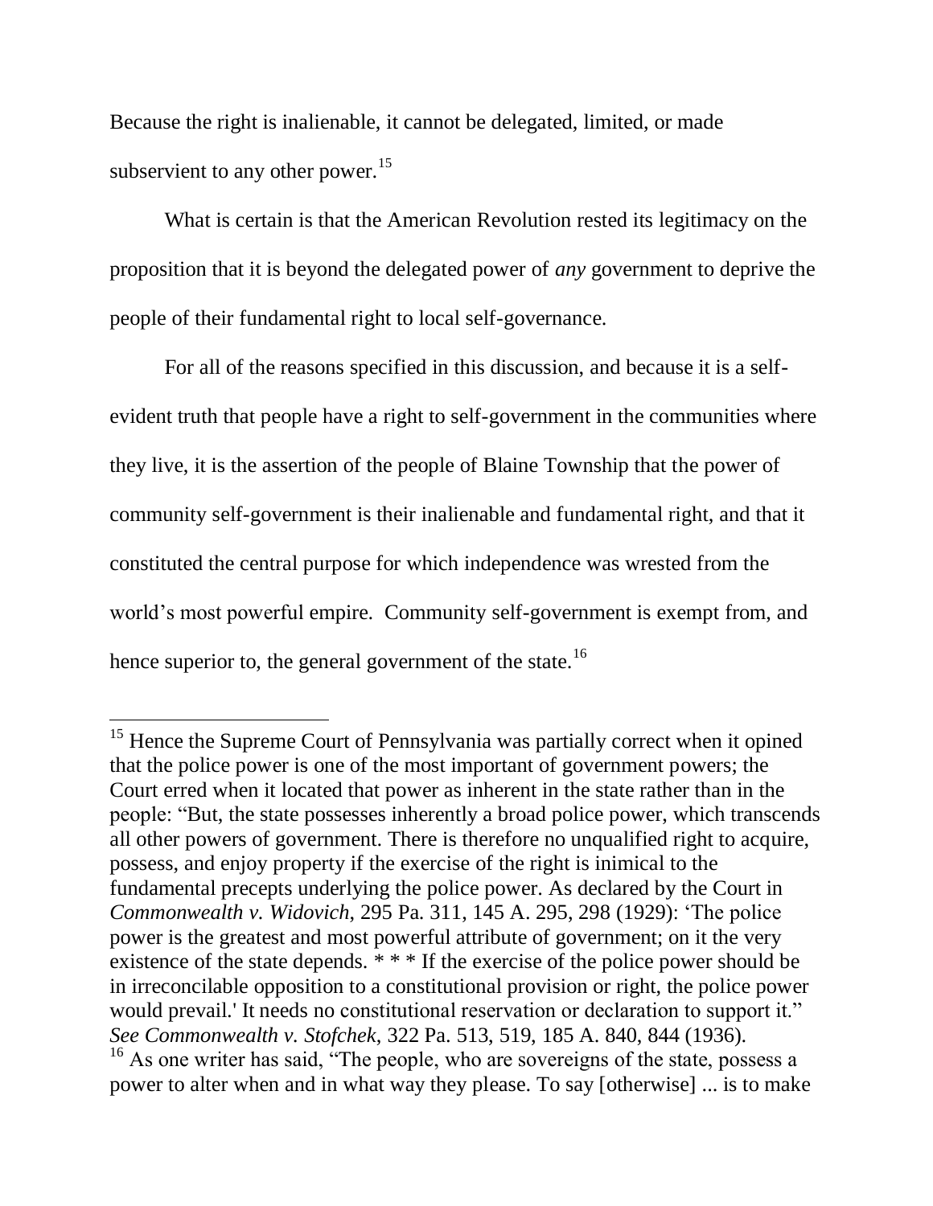Because the right is inalienable, it cannot be delegated, limited, or made subservient to any other power.[15]

What is certain is that the American Revolution rested its legitimacy on the proposition that it is beyond the delegated power of *any* government to deprive the people of their fundamental right to local self-governance.

For all of the reasons specified in this discussion, and because it is a self-evident truth that people have a right to self-government in the communities where they live, it is the assertion of the people of Blaine Township that the power of community self-government is their inalienable and fundamental right, and that it constituted the central purpose for which independence was wrested from the world's most powerful empire. Community self-government is exempt from, and hence superior to, the general government of the state.[16]

---

[15] Hence the Supreme Court of Pennsylvania was partially correct when it opined that the police power is one of the most important of government powers; the Court erred when it located that power as inherent in the state rather than in the people: "But, the state possesses inherently a broad police power, which transcends all other powers of government. There is therefore no unqualified right to acquire, possess, and enjoy property if the exercise of the right is inimical to the fundamental precepts underlying the police power. As declared by the Court in *Commonwealth v. Widovich*, 295 Pa. 311, 145 A. 295, 298 (1929): 'The police power is the greatest and most powerful attribute of government; on it the very existence of the state depends. * * * If the exercise of the police power should be in irreconcilable opposition to a constitutional provision or right, the police power would prevail.' It needs no constitutional reservation or declaration to support it." *See Commonwealth v. Stofchek*, 322 Pa. 513, 519, 185 A. 840, 844 (1936).

[16] As one writer has said, "The people, who are sovereigns of the state, possess a power to alter when and in what way they please. To say [otherwise] ... is to make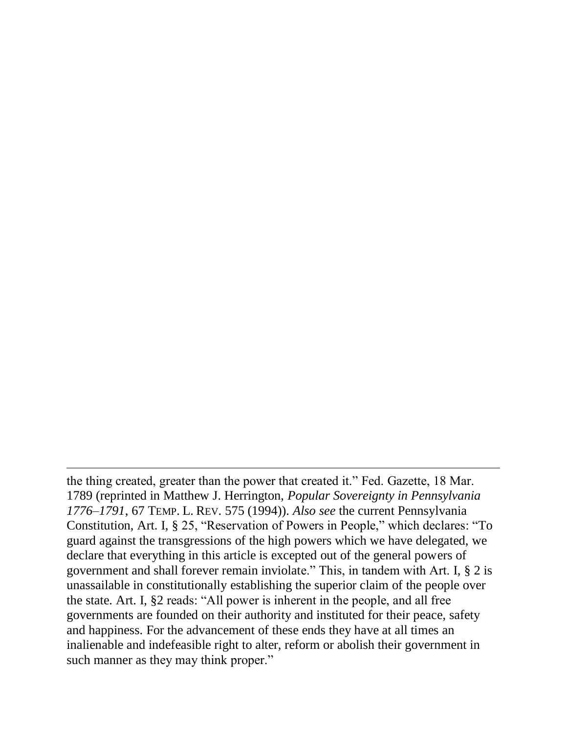the thing created, greater than the power that created it." Fed. Gazette, 18 Mar. 1789 (reprinted in Matthew J. Herrington, *Popular Sovereignty in Pennsylvania 1776–1791*, 67 TEMP. L. REV. 575 (1994)). *Also see* the current Pennsylvania Constitution, Art. I, § 25, "Reservation of Powers in People," which declares: "To guard against the transgressions of the high powers which we have delegated, we declare that everything in this article is excepted out of the general powers of government and shall forever remain inviolate." This, in tandem with Art. I, § 2 is unassailable in constitutionally establishing the superior claim of the people over the state. Art. I, §2 reads: "All power is inherent in the people, and all free governments are founded on their authority and instituted for their peace, safety and happiness. For the advancement of these ends they have at all times an inalienable and indefeasible right to alter, reform or abolish their government in such manner as they may think proper."